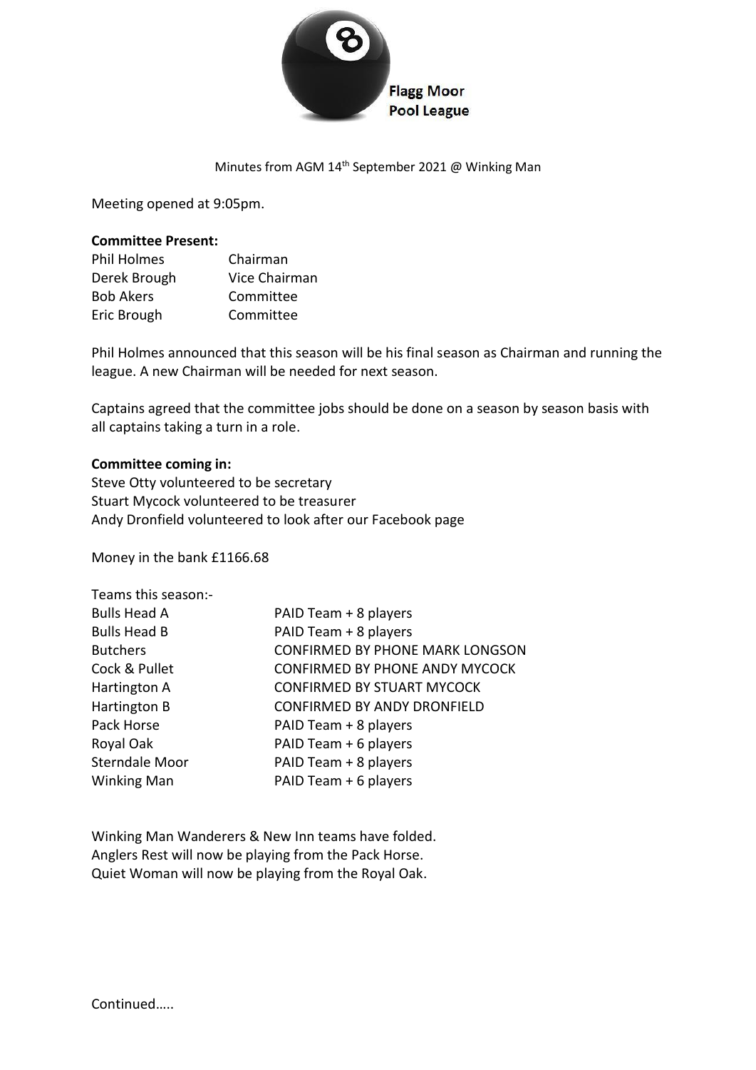Flagg Moor Pool League

Minutes from AGM 14th September 2021 @ Winking Man

Meeting opened at 9:05pm.

**Committee Present:**

| | |
|---|---|
| Phil Holmes | Chairman |
| Derek Brough | Vice Chairman |
| Bob Akers | Committee |
| Eric Brough | Committee |

Phil Holmes announced that this season will be his final season as Chairman and running the league. A new Chairman will be needed for next season.

Captains agreed that the committee jobs should be done on a season by season basis with all captains taking a turn in a role.

**Committee coming in:**

Steve Otty volunteered to be secretary
Stuart Mycock volunteered to be treasurer
Andy Dronfield volunteered to look after our Facebook page

Money in the bank £1166.68

Teams this season:-

| | |
|---|---|
| Bulls Head A | PAID Team + 8 players |
| Bulls Head B | PAID Team + 8 players |
| Butchers | CONFIRMED BY PHONE MARK LONGSON |
| Cock & Pullet | CONFIRMED BY PHONE ANDY MYCOCK |
| Hartington A | CONFIRMED BY STUART MYCOCK |
| Hartington B | CONFIRMED BY ANDY DRONFIELD |
| Pack Horse | PAID Team + 8 players |
| Royal Oak | PAID Team + 6 players |
| Sterndale Moor | PAID Team + 8 players |
| Winking Man | PAID Team + 6 players |

Winking Man Wanderers & New Inn teams have folded.
Anglers Rest will now be playing from the Pack Horse.
Quiet Woman will now be playing from the Royal Oak.

Continued…..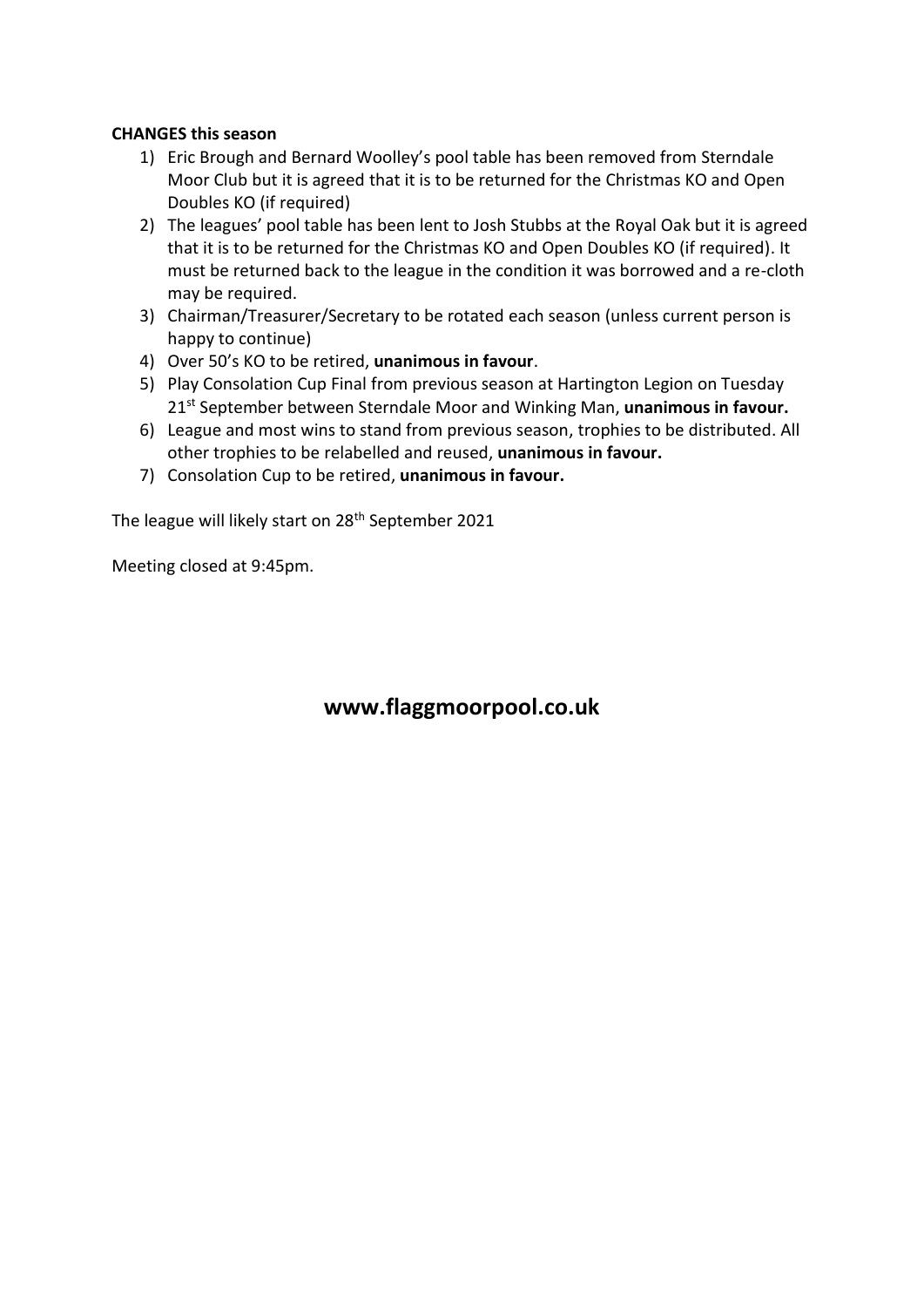**CHANGES this season**

1) Eric Brough and Bernard Woolley's pool table has been removed from Sterndale Moor Club but it is agreed that it is to be returned for the Christmas KO and Open Doubles KO (if required)
2) The leagues' pool table has been lent to Josh Stubbs at the Royal Oak but it is agreed that it is to be returned for the Christmas KO and Open Doubles KO (if required). It must be returned back to the league in the condition it was borrowed and a re-cloth may be required.
3) Chairman/Treasurer/Secretary to be rotated each season (unless current person is happy to continue)
4) Over 50's KO to be retired, **unanimous in favour**.
5) Play Consolation Cup Final from previous season at Hartington Legion on Tuesday 21st September between Sterndale Moor and Winking Man, **unanimous in favour.**
6) League and most wins to stand from previous season, trophies to be distributed. All other trophies to be relabelled and reused, **unanimous in favour.**
7) Consolation Cup to be retired, **unanimous in favour.**

The league will likely start on 28th September 2021

Meeting closed at 9:45pm.

## www.flaggmoorpool.co.uk